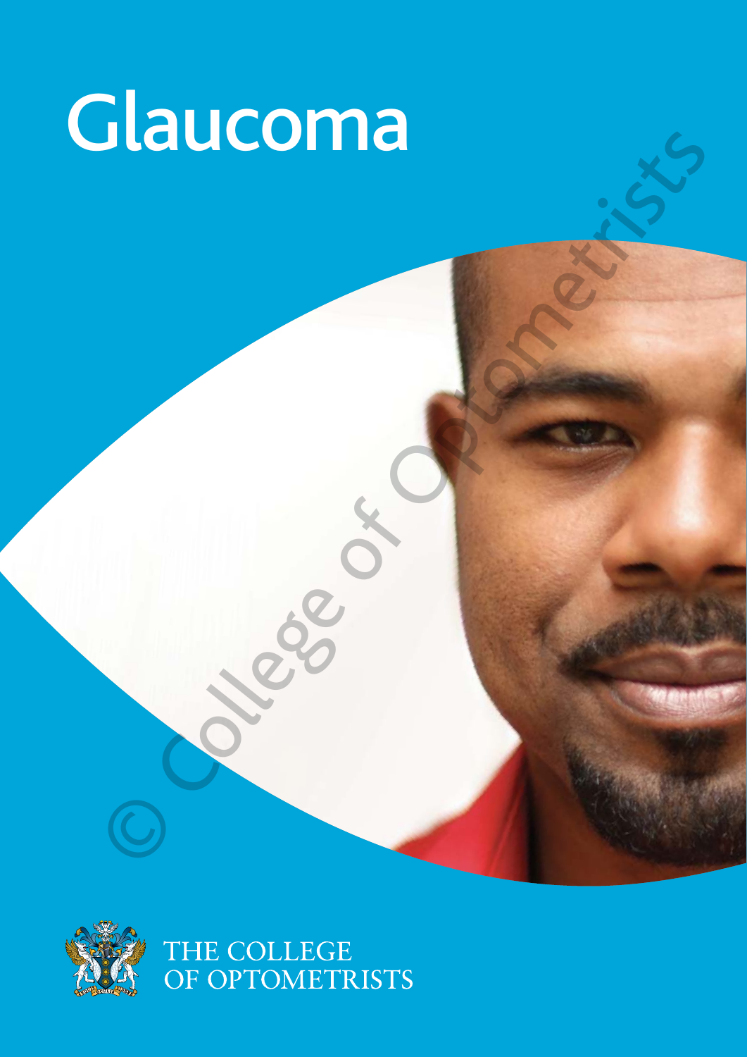# Glaucoma

THE COLLEGE OF OPTOMETRISTS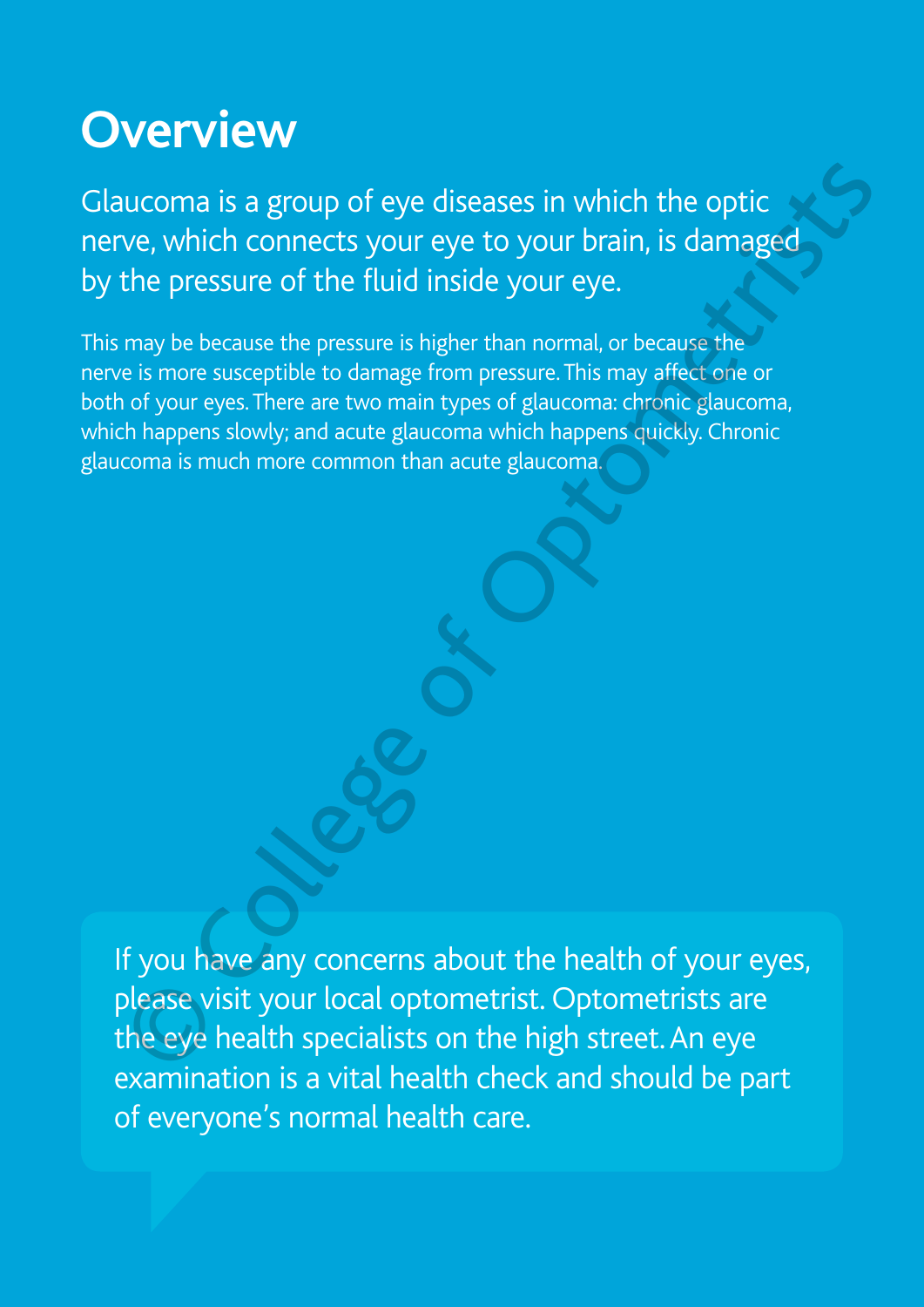# Overview

Glaucoma is a group of eye diseases in which the optic nerve, which connects your eye to your brain, is damaged by the pressure of the fluid inside your eye.

This may be because the pressure is higher than normal, or because the nerve is more susceptible to damage from pressure. This may affect one or both of your eyes. There are two main types of glaucoma: chronic glaucoma, which happens slowly; and acute glaucoma which happens quickly. Chronic glaucoma is much more common than acute glaucoma.

If you have any concerns about the health of your eyes, please visit your local optometrist. Optometrists are the eye health specialists on the high street. An eye examination is a vital health check and should be part of everyone's normal health care.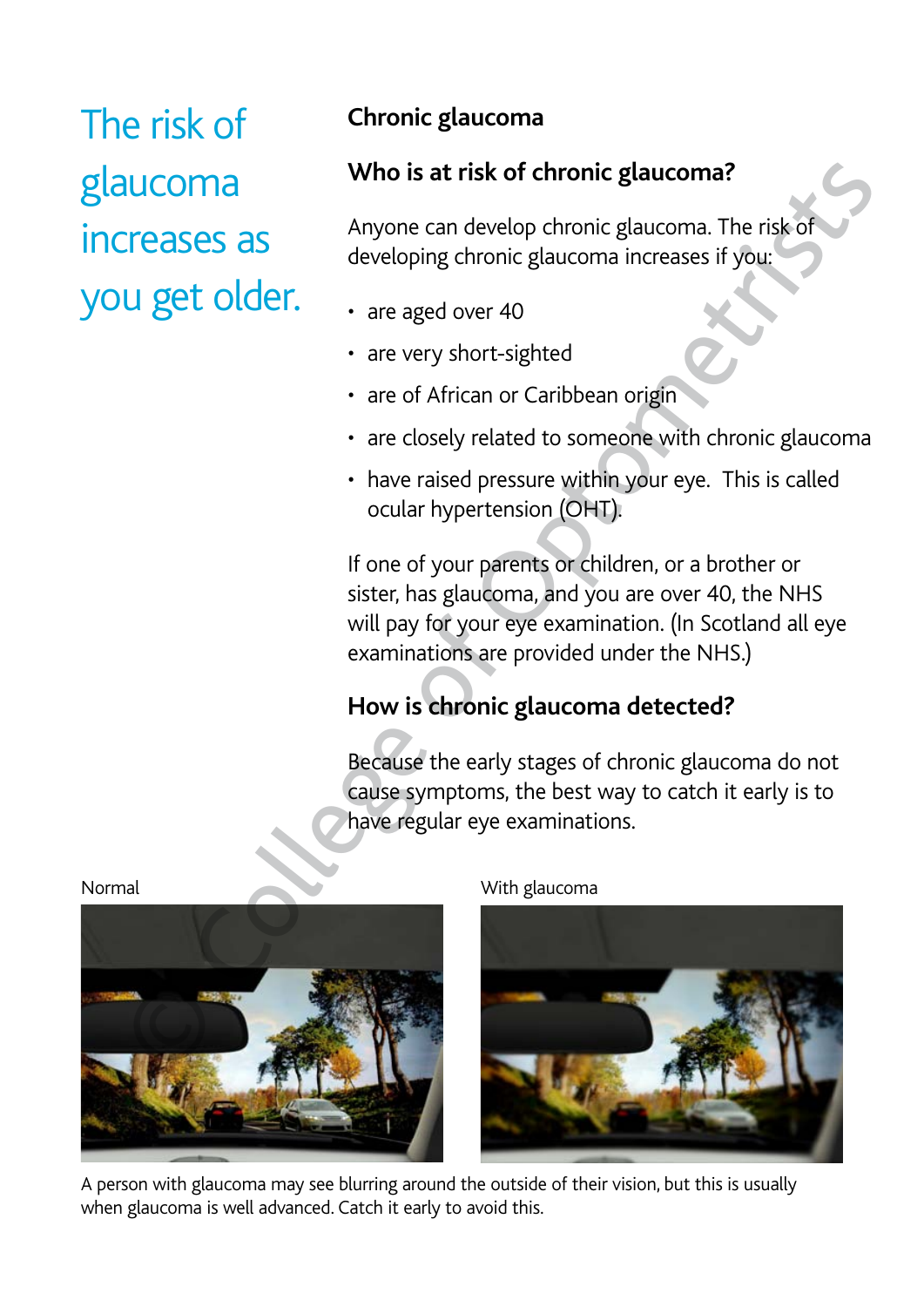The risk of glaucoma increases as you get older.

## Chronic glaucoma

### Who is at risk of chronic glaucoma?

Anyone can develop chronic glaucoma. The risk of developing chronic glaucoma increases if you:

- are aged over 40
- are very short-sighted
- are of African or Caribbean origin
- are closely related to someone with chronic glaucoma
- have raised pressure within your eye. This is called ocular hypertension (OHT).

If one of your parents or children, or a brother or sister, has glaucoma, and you are over 40, the NHS will pay for your eye examination. (In Scotland all eye examinations are provided under the NHS.)

### How is chronic glaucoma detected?

Because the early stages of chronic glaucoma do not cause symptoms, the best way to catch it early is to have regular eye examinations.

Normal

With glaucoma

A person with glaucoma may see blurring around the outside of their vision, but this is usually when glaucoma is well advanced. Catch it early to avoid this.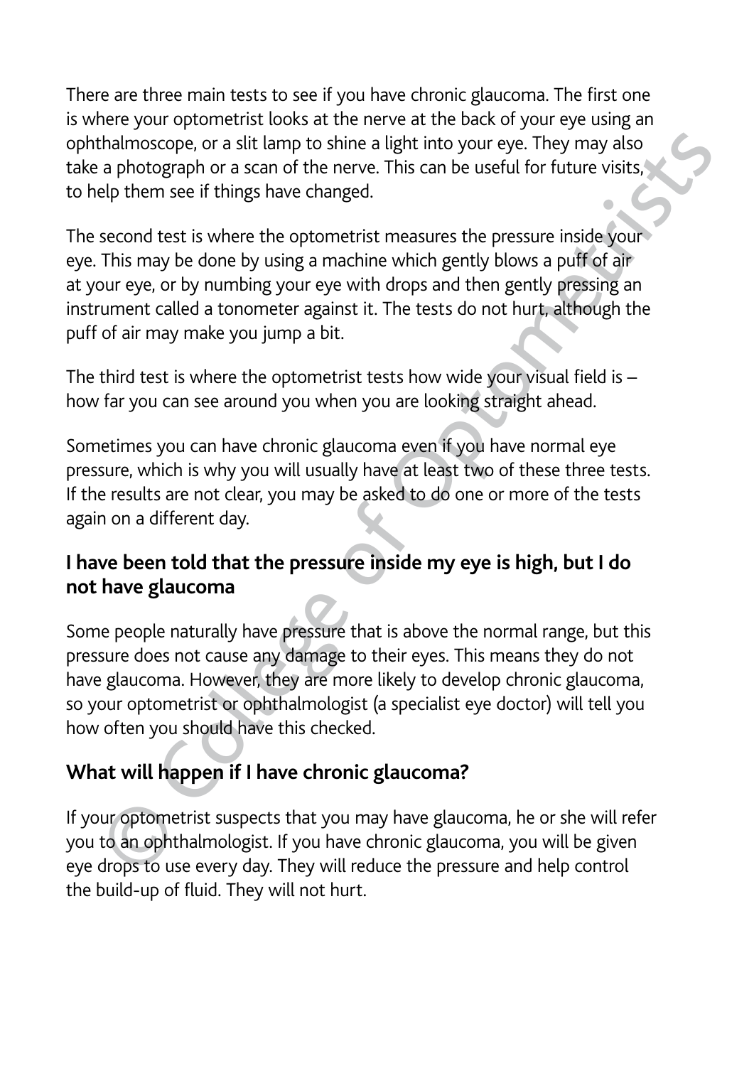There are three main tests to see if you have chronic glaucoma. The first one is where your optometrist looks at the nerve at the back of your eye using an ophthalmoscope, or a slit lamp to shine a light into your eye. They may also take a photograph or a scan of the nerve. This can be useful for future visits, to help them see if things have changed.

The second test is where the optometrist measures the pressure inside your eye. This may be done by using a machine which gently blows a puff of air at your eye, or by numbing your eye with drops and then gently pressing an instrument called a tonometer against it. The tests do not hurt, although the puff of air may make you jump a bit.

The third test is where the optometrist tests how wide your visual field is – how far you can see around you when you are looking straight ahead.

Sometimes you can have chronic glaucoma even if you have normal eye pressure, which is why you will usually have at least two of these three tests. If the results are not clear, you may be asked to do one or more of the tests again on a different day.

## I have been told that the pressure inside my eye is high, but I do not have glaucoma

Some people naturally have pressure that is above the normal range, but this pressure does not cause any damage to their eyes. This means they do not have glaucoma. However, they are more likely to develop chronic glaucoma, so your optometrist or ophthalmologist (a specialist eye doctor) will tell you how often you should have this checked.

## What will happen if I have chronic glaucoma?

If your optometrist suspects that you may have glaucoma, he or she will refer you to an ophthalmologist. If you have chronic glaucoma, you will be given eye drops to use every day. They will reduce the pressure and help control the build-up of fluid. They will not hurt.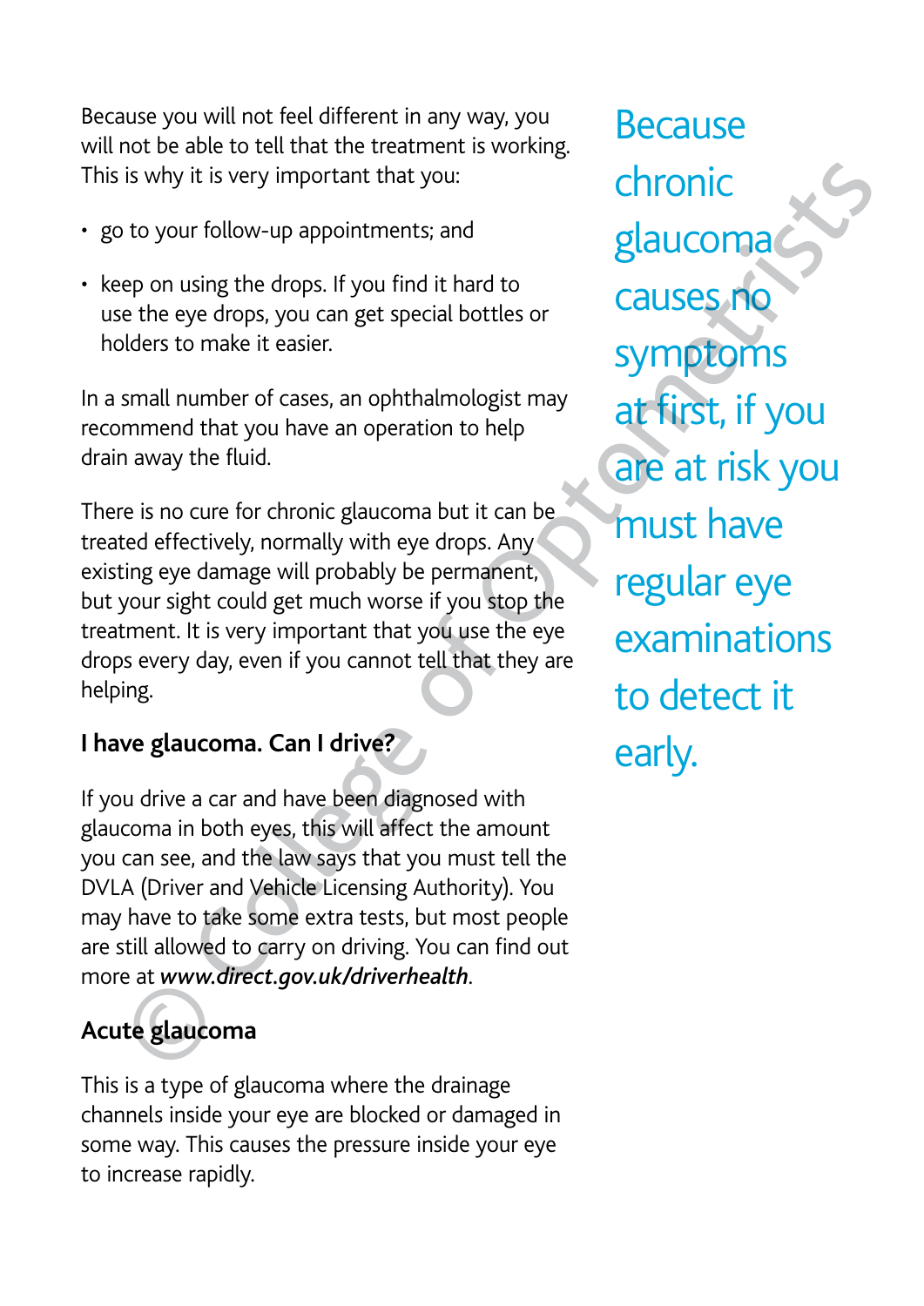Because you will not feel different in any way, you will not be able to tell that the treatment is working. This is why it is very important that you:

- go to your follow-up appointments; and
- keep on using the drops. If you find it hard to use the eye drops, you can get special bottles or holders to make it easier.

In a small number of cases, an ophthalmologist may recommend that you have an operation to help drain away the fluid.

There is no cure for chronic glaucoma but it can be treated effectively, normally with eye drops. Any existing eye damage will probably be permanent, but your sight could get much worse if you stop the treatment. It is very important that you use the eye drops every day, even if you cannot tell that they are helping.

**I have glaucoma. Can I drive?**

If you drive a car and have been diagnosed with glaucoma in both eyes, this will affect the amount you can see, and the law says that you must tell the DVLA (Driver and Vehicle Licensing Authority). You may have to take some extra tests, but most people are still allowed to carry on driving. You can find out more at ***www.direct.gov.uk/driverhealth***.

**Acute glaucoma**

This is a type of glaucoma where the drainage channels inside your eye are blocked or damaged in some way. This causes the pressure inside your eye to increase rapidly.

Because chronic glaucoma causes no symptoms at first, if you are at risk you must have regular eye examinations to detect it early.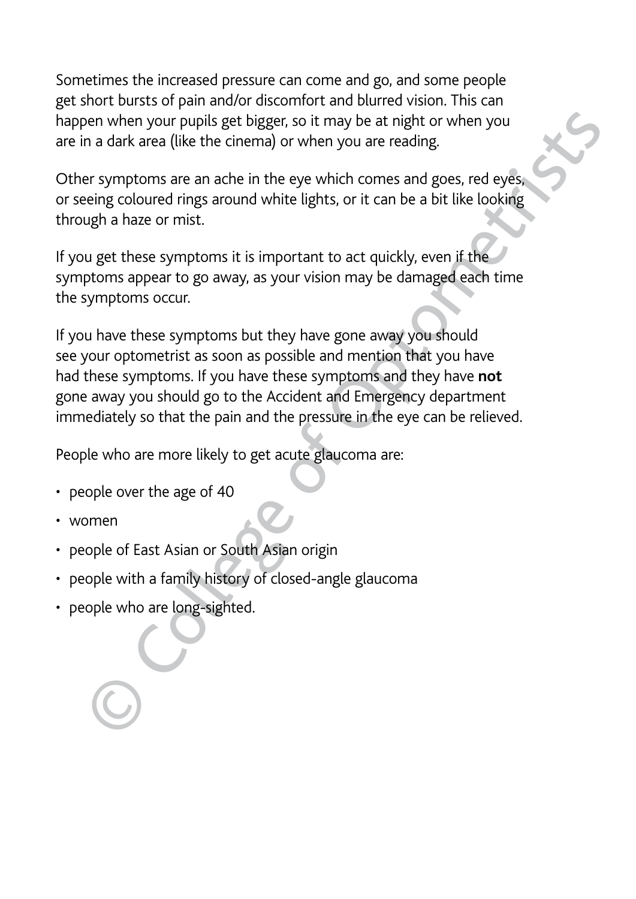Sometimes the increased pressure can come and go, and some people get short bursts of pain and/or discomfort and blurred vision. This can happen when your pupils get bigger, so it may be at night or when you are in a dark area (like the cinema) or when you are reading.

Other symptoms are an ache in the eye which comes and goes, red eyes, or seeing coloured rings around white lights, or it can be a bit like looking through a haze or mist.

If you get these symptoms it is important to act quickly, even if the symptoms appear to go away, as your vision may be damaged each time the symptoms occur.

If you have these symptoms but they have gone away you should see your optometrist as soon as possible and mention that you have had these symptoms. If you have these symptoms and they have **not** gone away you should go to the Accident and Emergency department immediately so that the pain and the pressure in the eye can be relieved.

People who are more likely to get acute glaucoma are:

- people over the age of 40
- women
- people of East Asian or South Asian origin
- people with a family history of closed-angle glaucoma
- people who are long-sighted.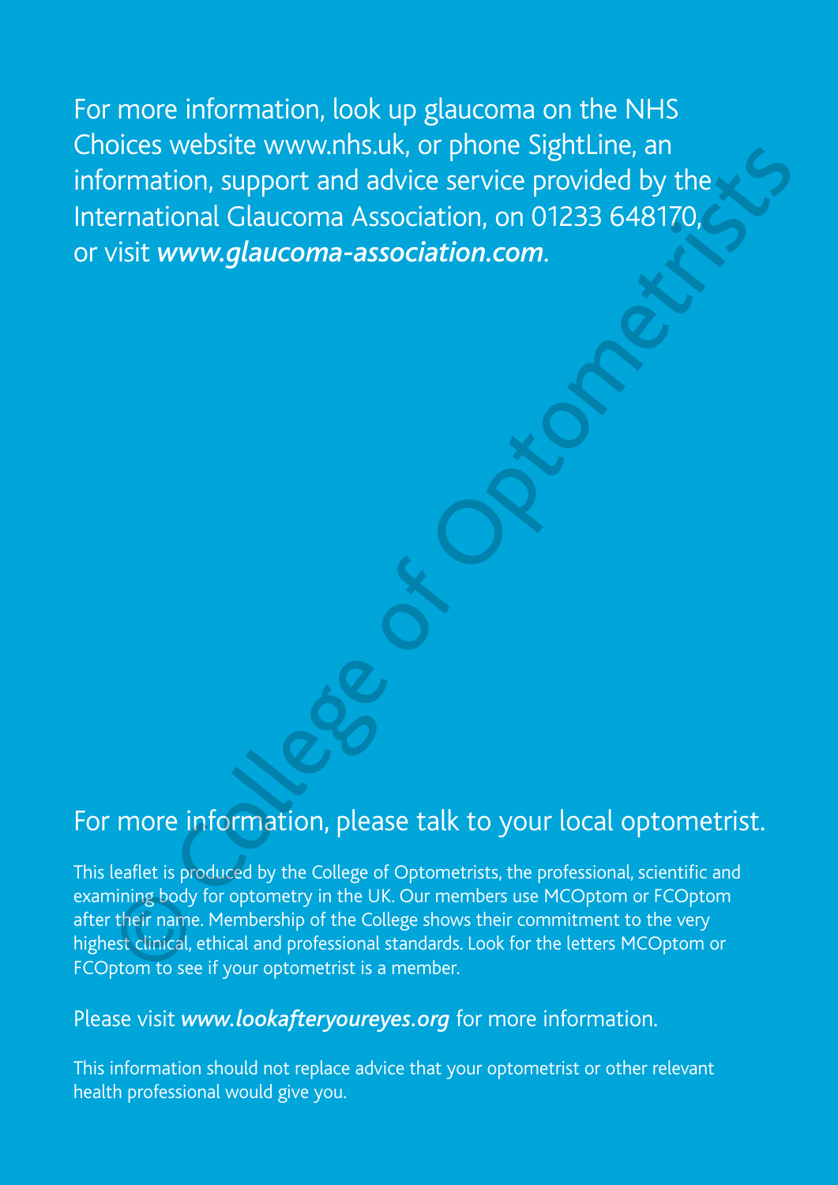For more information, look up glaucoma on the NHS Choices website www.nhs.uk, or phone SightLine, an information, support and advice service provided by the International Glaucoma Association, on 01233 648170, or visit ***www.glaucoma-association.com***.

For more information, please talk to your local optometrist.

This leaflet is produced by the College of Optometrists, the professional, scientific and examining body for optometry in the UK. Our members use MCOptom or FCOptom after their name. Membership of the College shows their commitment to the very highest clinical, ethical and professional standards. Look for the letters MCOptom or FCOptom to see if your optometrist is a member.

Please visit ***www.lookafteryoureyes.org*** for more information.

This information should not replace advice that your optometrist or other relevant health professional would give you.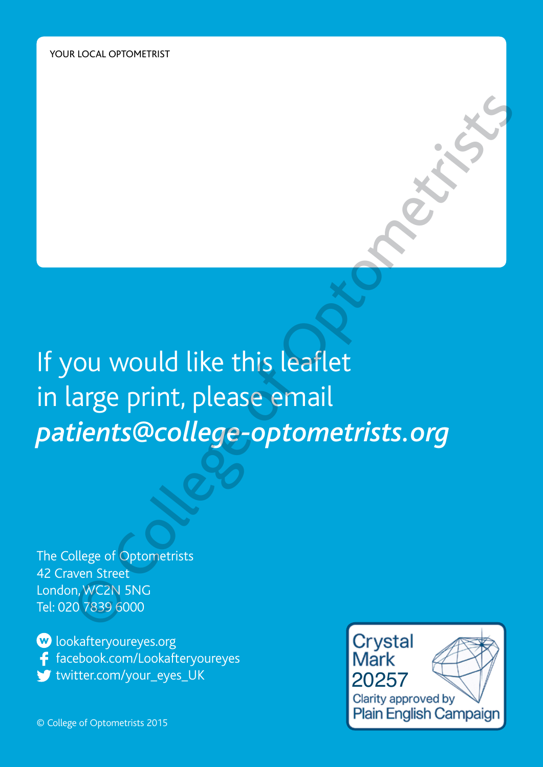YOUR LOCAL OPTOMETRIST

If you would like this leaflet in large print, please email *patients@college-optometrists.org*

The College of Optometrists
42 Craven Street
London, WC2N 5NG
Tel: 020 7839 6000

lookafteryoureyes.org
facebook.com/Lookafteryoureyes
twitter.com/your_eyes_UK

© College of Optometrists 2015

Crystal Mark 20257
Clarity approved by Plain English Campaign